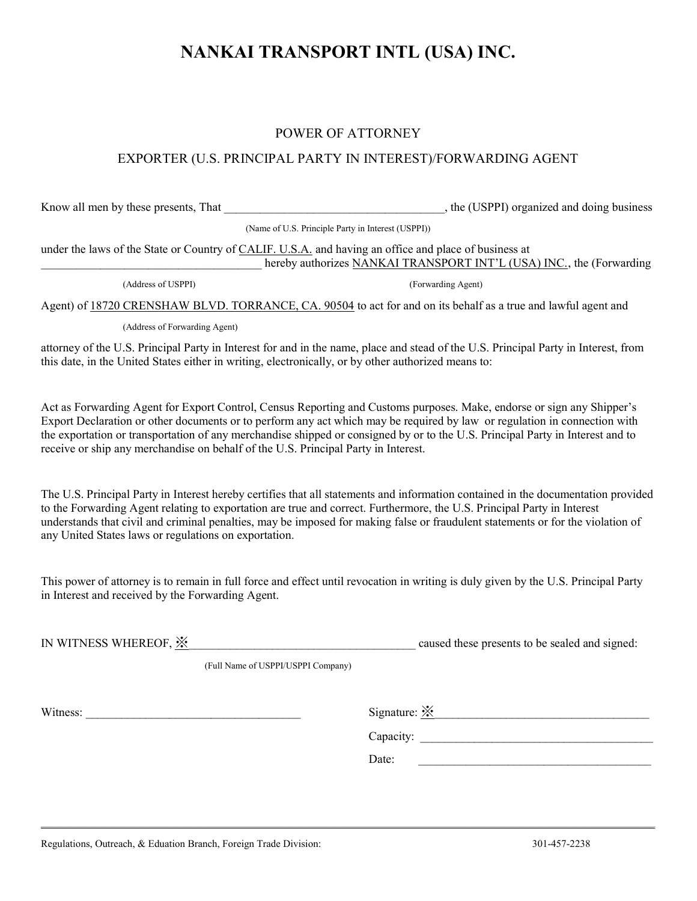# NANKAI TRANSPORT INTL (USA) INC.

POWER OF ATTORNEY

EXPORTER (U.S. PRINCIPAL PARTY IN INTEREST)/FORWARDING AGENT

Know all men by these presents, That ____________________________________, the (USPPI) organized and doing business

(Name of U.S. Principle Party in Interest (USPPI))

under the laws of the State or Country of CALIF. U.S.A. and having an office and place of business at ____________________________________ hereby authorizes NANKAI TRANSPORT INT'L (USA) INC., the (Forwarding

(Address of USPPI) (Forwarding Agent)

Agent) of 18720 CRENSHAW BLVD. TORRANCE, CA. 90504 to act for and on its behalf as a true and lawful agent and

(Address of Forwarding Agent)

attorney of the U.S. Principal Party in Interest for and in the name, place and stead of the U.S. Principal Party in Interest, from this date, in the United States either in writing, electronically, or by other authorized means to:

Act as Forwarding Agent for Export Control, Census Reporting and Customs purposes. Make, endorse or sign any Shipper's Export Declaration or other documents or to perform any act which may be required by law or regulation in connection with the exportation or transportation of any merchandise shipped or consigned by or to the U.S. Principal Party in Interest and to receive or ship any merchandise on behalf of the U.S. Principal Party in Interest.

The U.S. Principal Party in Interest hereby certifies that all statements and information contained in the documentation provided to the Forwarding Agent relating to exportation are true and correct. Furthermore, the U.S. Principal Party in Interest understands that civil and criminal penalties, may be imposed for making false or fraudulent statements or for the violation of any United States laws or regulations on exportation.

This power of attorney is to remain in full force and effect until revocation in writing is duly given by the U.S. Principal Party in Interest and received by the Forwarding Agent.

IN WITNESS WHEREOF, ※____________________________________ caused these presents to be sealed and signed:

(Full Name of USPPI/USPPI Company)

Witness: ____________________________________

Signature: ※____________________________________

Capacity: ____________________________________

Date: ____________________________________

Regulations, Outreach, & Eduation Branch, Foreign Trade Division: 301-457-2238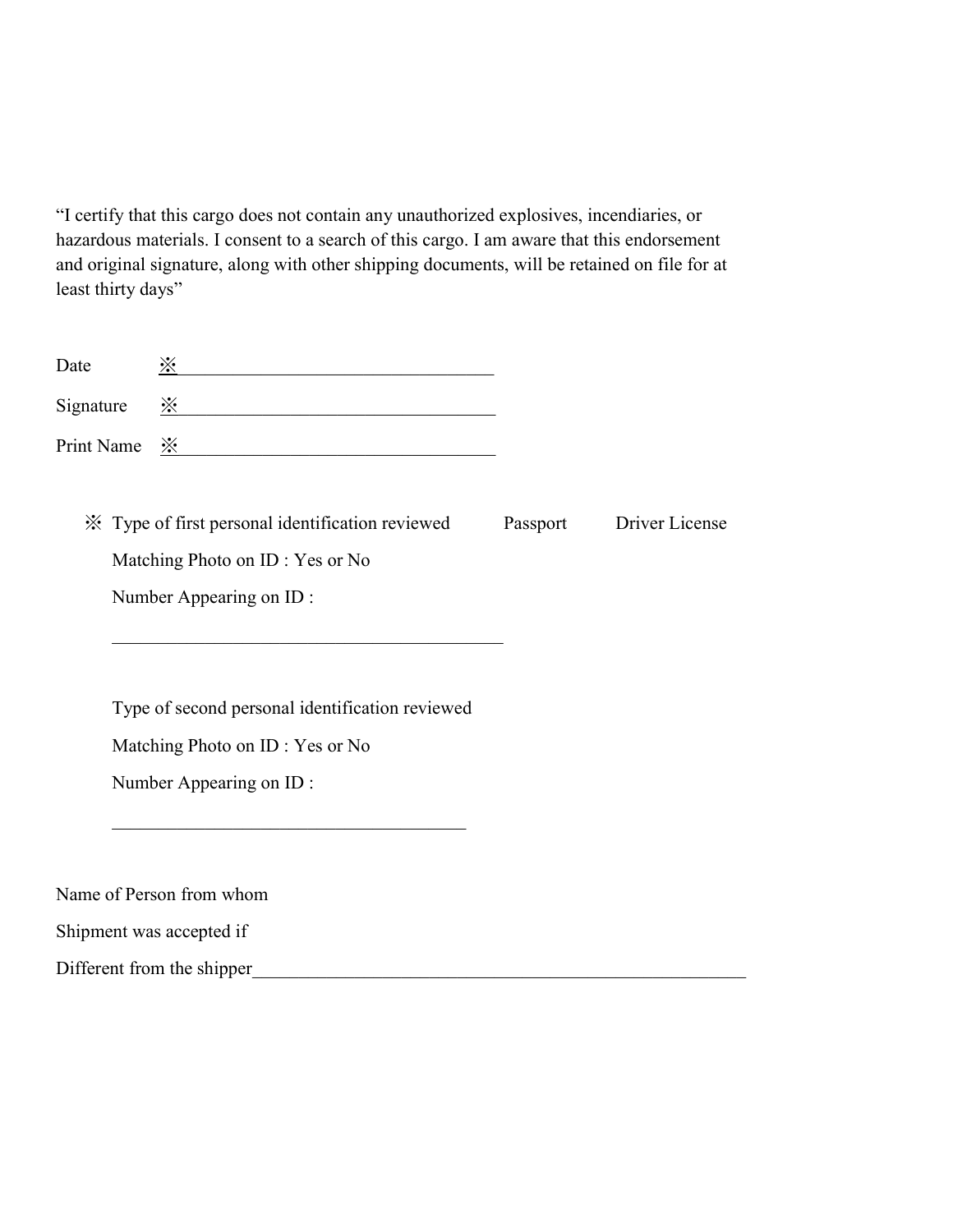"I certify that this cargo does not contain any unauthorized explosives, incendiaries, or hazardous materials. I consent to a search of this cargo. I am aware that this endorsement and original signature, along with other shipping documents, will be retained on file for at least thirty days"

Date ※ ___________________________________

Signature ※ ___________________________________

Print Name ※ ___________________________________

※ Type of first personal identification reviewed Passport Driver License

Matching Photo on ID : Yes or No

Number Appearing on ID :

_____________________________________________

Type of second personal identification reviewed

Matching Photo on ID : Yes or No

Number Appearing on ID :

_________________________________________

Name of Person from whom
Shipment was accepted if
Different from the shipper_________________________________________________________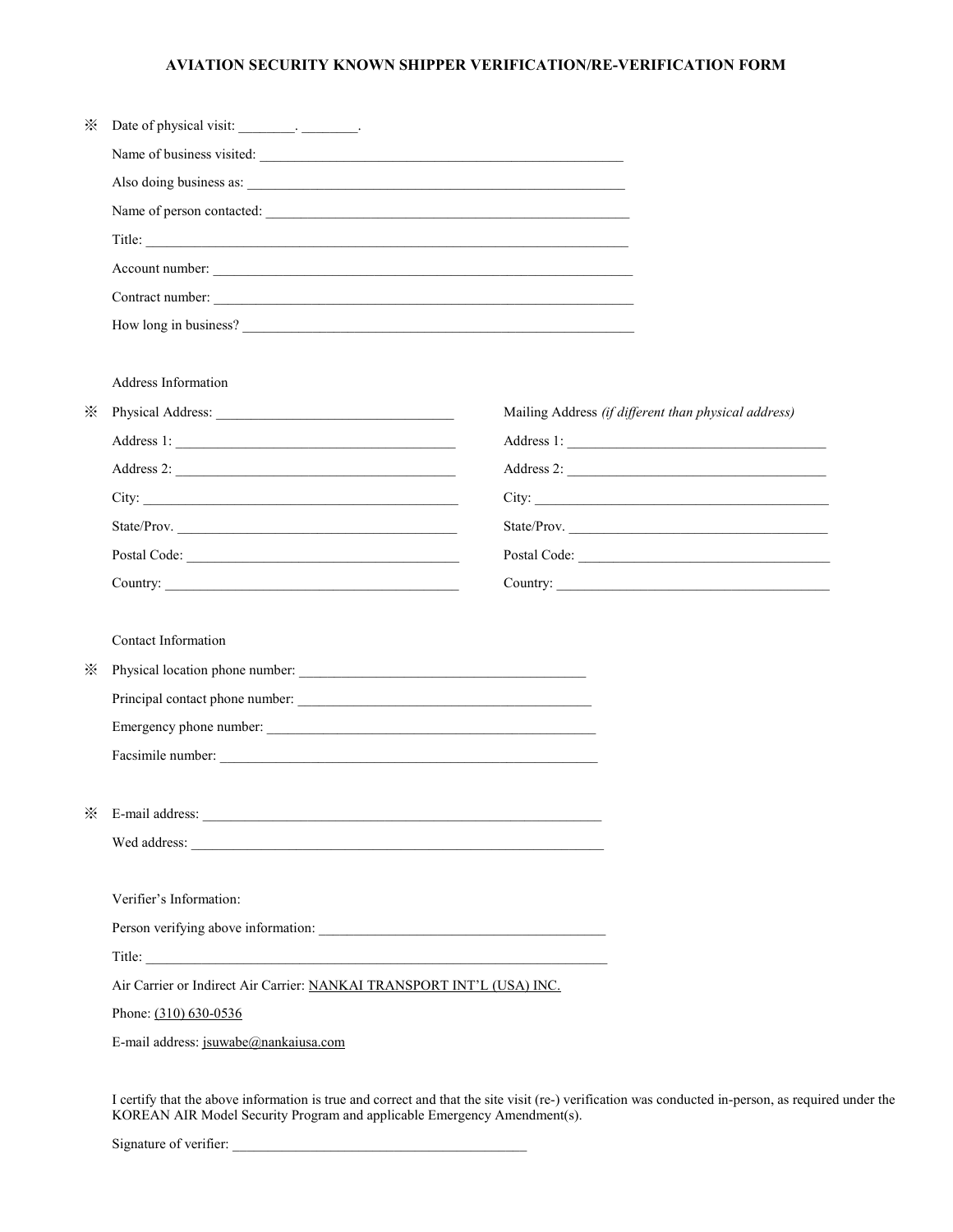# AVIATION SECURITY KNOWN SHIPPER VERIFICATION/RE-VERIFICATION FORM

※ Date of physical visit: ________. ________.

Name of business visited: ______________________________________________________

Also doing business as: ______________________________________________________

Name of person contacted: ______________________________________________________

Title: ______________________________________________________

Account number: ______________________________________________________

Contract number: ______________________________________________________

How long in business? ______________________________________________________

Address Information

※ Physical Address: ______________________________

Address 1: ______________________________

Address 2: ______________________________

City: ______________________________

State/Prov. ______________________________

Postal Code: ______________________________

Country: ______________________________

Mailing Address *(if different than physical address)*

Address 1: ______________________________

Address 2: ______________________________

City: ______________________________

State/Prov. ______________________________

Postal Code: ______________________________

Country: ______________________________

Contact Information

※ Physical location phone number: ______________________________

Principal contact phone number: ______________________________

Emergency phone number: ______________________________

Facsimile number: ______________________________

※ E-mail address: ______________________________

Wed address: ______________________________

Verifier's Information:

Person verifying above information: ______________________________

Title: ______________________________

Air Carrier or Indirect Air Carrier: NANKAI TRANSPORT INT'L (USA) INC.

Phone: (310) 630-0536

E-mail address: jsuwabe@nankaiusa.com

I certify that the above information is true and correct and that the site visit (re-) verification was conducted in-person, as required under the KOREAN AIR Model Security Program and applicable Emergency Amendment(s).

Signature of verifier: ______________________________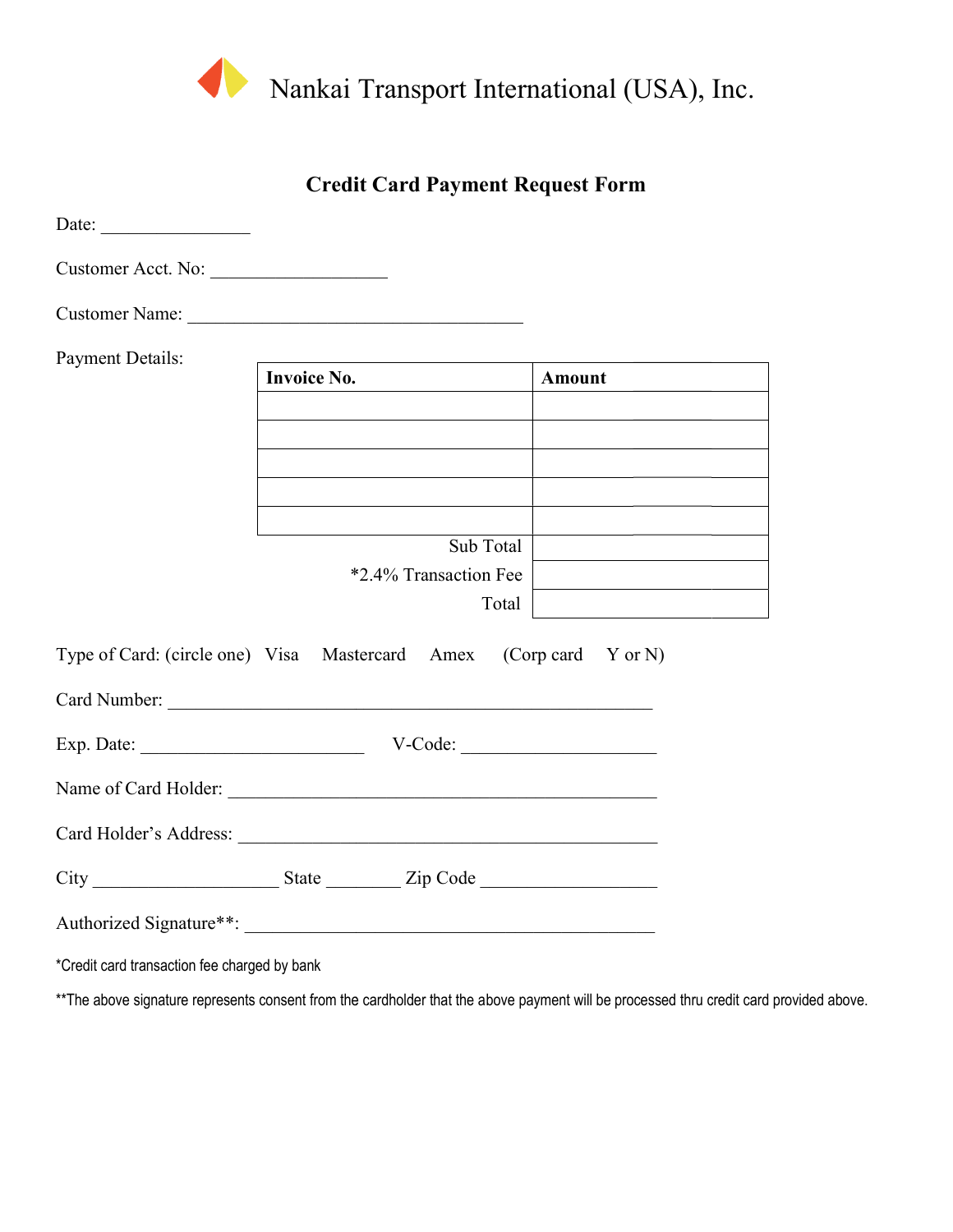# Nankai Transport International (USA), Inc.

## Credit Card Payment Request Form

Date: ________________

Customer Acct. No: ___________________

Customer Name: ____________________________________

Payment Details:

| Invoice No. | Amount |
|---|---|
| | |
| | |
| | |
| | |
| | |
| Sub Total | |
| *2.4% Transaction Fee | |
| Total | |

Type of Card: (circle one) Visa Mastercard Amex (Corp card Y or N)

Card Number: ____________________________________________________

Exp. Date: ________________________ V-Code: _____________________

Name of Card Holder: _______________________________________________

Card Holder's Address: ______________________________________________

City ____________________ State ________ Zip Code ___________________

Authorized Signature**: ____________________________________________

*Credit card transaction fee charged by bank

**The above signature represents consent from the cardholder that the above payment will be processed thru credit card provided above.